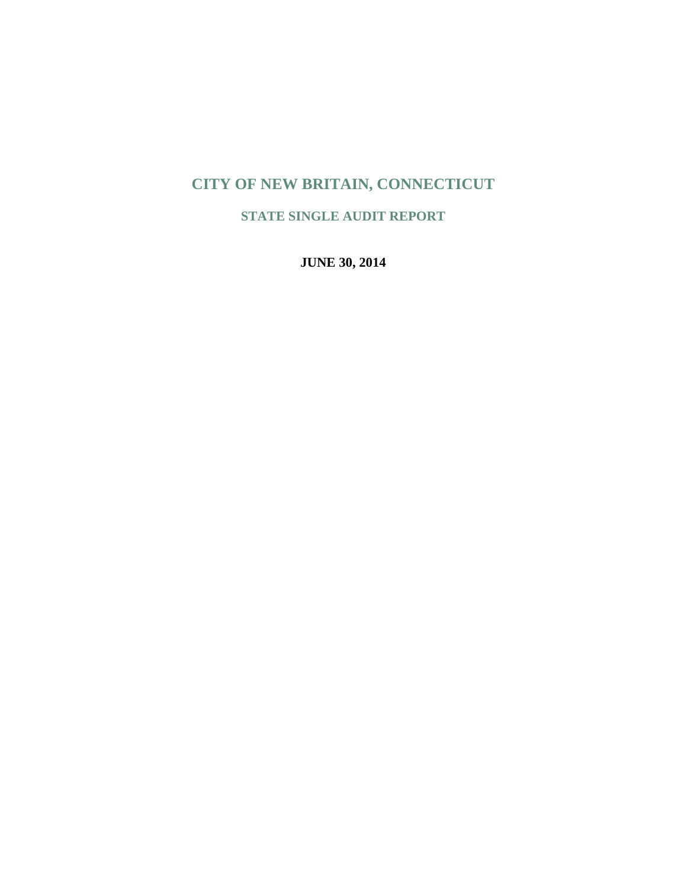# CITY OF NEW BRITAIN, CONNECTICUT

## STATE SINGLE AUDIT REPORT

**JUNE 30, 2014**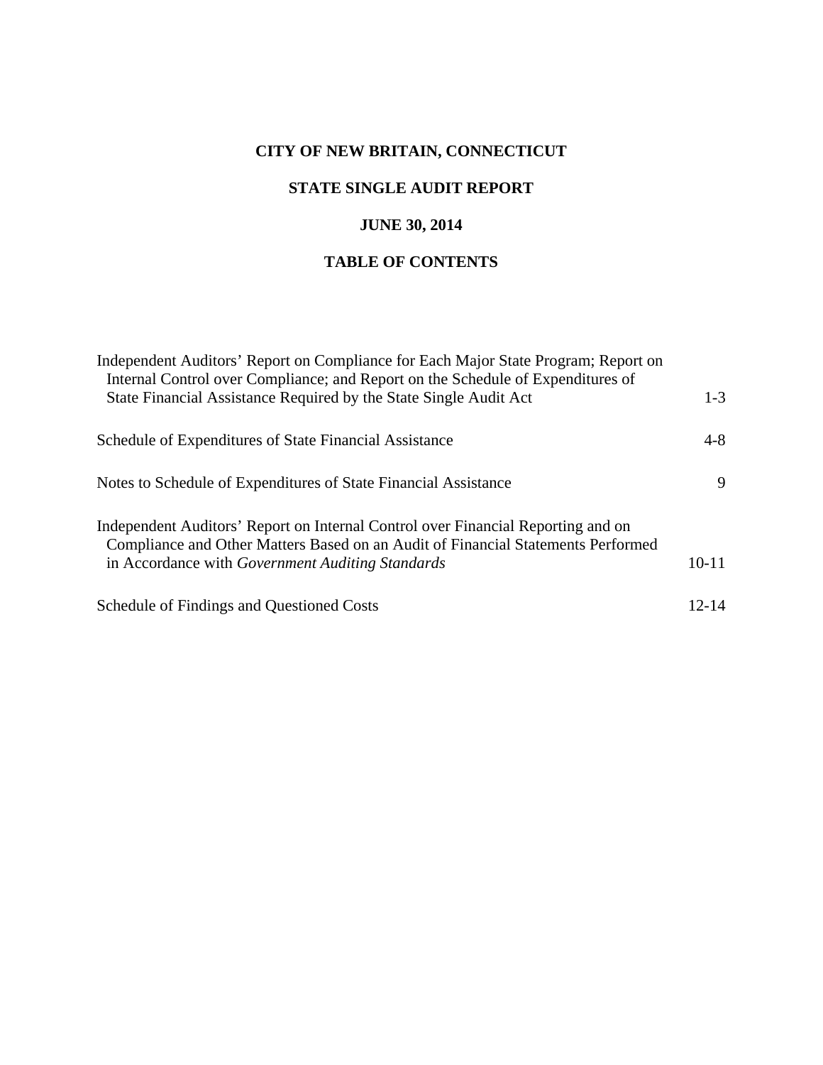# CITY OF NEW BRITAIN, CONNECTICUT

## STATE SINGLE AUDIT REPORT

## JUNE 30, 2014

## TABLE OF CONTENTS

| | |
|---|---|
| Independent Auditors' Report on Compliance for Each Major State Program; Report on Internal Control over Compliance; and Report on the Schedule of Expenditures of State Financial Assistance Required by the State Single Audit Act | 1-3 |
| Schedule of Expenditures of State Financial Assistance | 4-8 |
| Notes to Schedule of Expenditures of State Financial Assistance | 9 |
| Independent Auditors' Report on Internal Control over Financial Reporting and on Compliance and Other Matters Based on an Audit of Financial Statements Performed in Accordance with *Government Auditing Standards* | 10-11 |
| Schedule of Findings and Questioned Costs | 12-14 |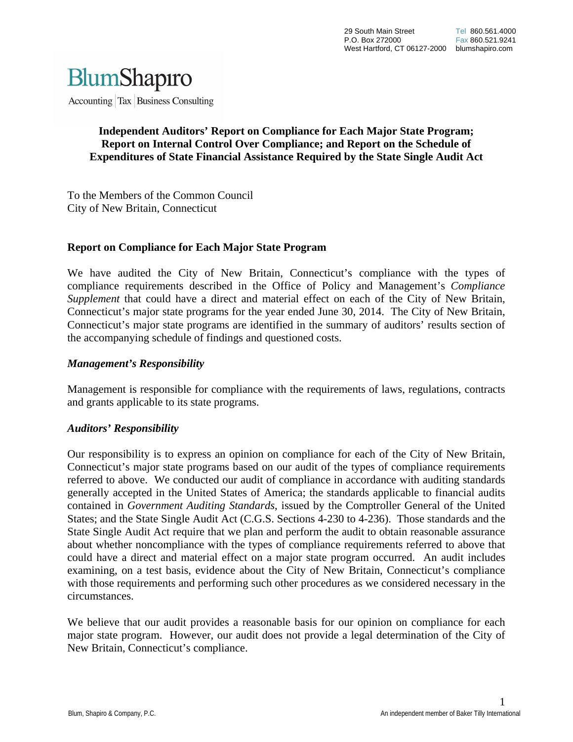# Independent Auditors' Report on Compliance for Each Major State Program; Report on Internal Control Over Compliance; and Report on the Schedule of Expenditures of State Financial Assistance Required by the State Single Audit Act

To the Members of the Common Council
City of New Britain, Connecticut

## Report on Compliance for Each Major State Program

We have audited the City of New Britain, Connecticut's compliance with the types of compliance requirements described in the Office of Policy and Management's *Compliance Supplement* that could have a direct and material effect on each of the City of New Britain, Connecticut's major state programs for the year ended June 30, 2014. The City of New Britain, Connecticut's major state programs are identified in the summary of auditors' results section of the accompanying schedule of findings and questioned costs.

### *Management's Responsibility*

Management is responsible for compliance with the requirements of laws, regulations, contracts and grants applicable to its state programs.

### *Auditors' Responsibility*

Our responsibility is to express an opinion on compliance for each of the City of New Britain, Connecticut's major state programs based on our audit of the types of compliance requirements referred to above. We conducted our audit of compliance in accordance with auditing standards generally accepted in the United States of America; the standards applicable to financial audits contained in *Government Auditing Standards*, issued by the Comptroller General of the United States; and the State Single Audit Act (C.G.S. Sections 4-230 to 4-236). Those standards and the State Single Audit Act require that we plan and perform the audit to obtain reasonable assurance about whether noncompliance with the types of compliance requirements referred to above that could have a direct and material effect on a major state program occurred. An audit includes examining, on a test basis, evidence about the City of New Britain, Connecticut's compliance with those requirements and performing such other procedures as we considered necessary in the circumstances.

We believe that our audit provides a reasonable basis for our opinion on compliance for each major state program. However, our audit does not provide a legal determination of the City of New Britain, Connecticut's compliance.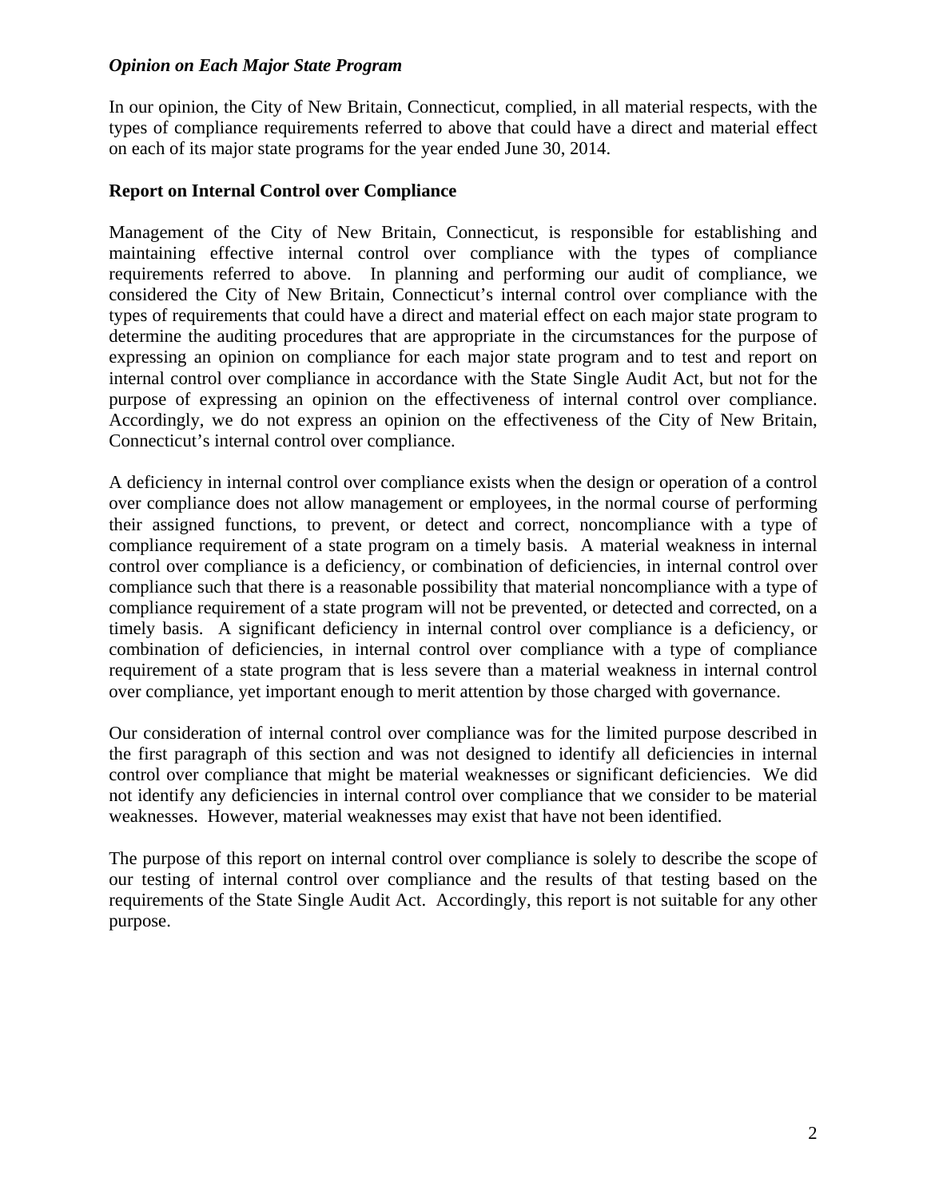*Opinion on Each Major State Program*

In our opinion, the City of New Britain, Connecticut, complied, in all material respects, with the types of compliance requirements referred to above that could have a direct and material effect on each of its major state programs for the year ended June 30, 2014.

**Report on Internal Control over Compliance**

Management of the City of New Britain, Connecticut, is responsible for establishing and maintaining effective internal control over compliance with the types of compliance requirements referred to above. In planning and performing our audit of compliance, we considered the City of New Britain, Connecticut's internal control over compliance with the types of requirements that could have a direct and material effect on each major state program to determine the auditing procedures that are appropriate in the circumstances for the purpose of expressing an opinion on compliance for each major state program and to test and report on internal control over compliance in accordance with the State Single Audit Act, but not for the purpose of expressing an opinion on the effectiveness of internal control over compliance. Accordingly, we do not express an opinion on the effectiveness of the City of New Britain, Connecticut's internal control over compliance.

A deficiency in internal control over compliance exists when the design or operation of a control over compliance does not allow management or employees, in the normal course of performing their assigned functions, to prevent, or detect and correct, noncompliance with a type of compliance requirement of a state program on a timely basis. A material weakness in internal control over compliance is a deficiency, or combination of deficiencies, in internal control over compliance such that there is a reasonable possibility that material noncompliance with a type of compliance requirement of a state program will not be prevented, or detected and corrected, on a timely basis. A significant deficiency in internal control over compliance is a deficiency, or combination of deficiencies, in internal control over compliance with a type of compliance requirement of a state program that is less severe than a material weakness in internal control over compliance, yet important enough to merit attention by those charged with governance.

Our consideration of internal control over compliance was for the limited purpose described in the first paragraph of this section and was not designed to identify all deficiencies in internal control over compliance that might be material weaknesses or significant deficiencies. We did not identify any deficiencies in internal control over compliance that we consider to be material weaknesses. However, material weaknesses may exist that have not been identified.

The purpose of this report on internal control over compliance is solely to describe the scope of our testing of internal control over compliance and the results of that testing based on the requirements of the State Single Audit Act. Accordingly, this report is not suitable for any other purpose.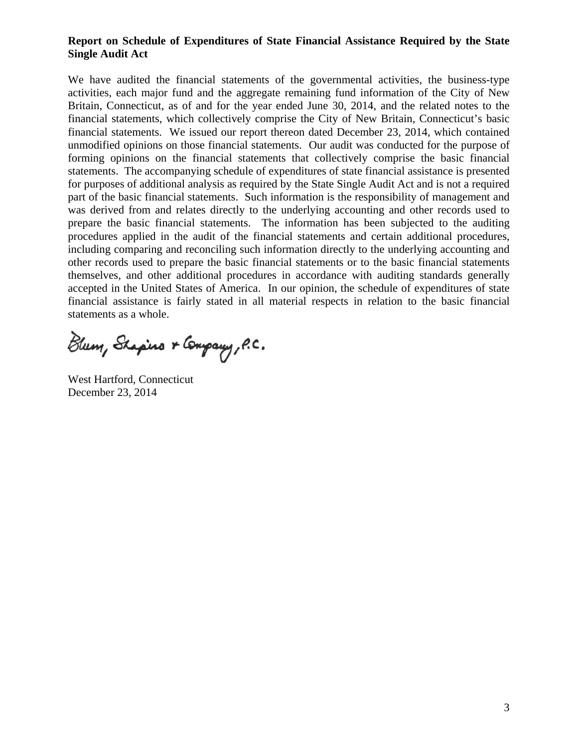**Report on Schedule of Expenditures of State Financial Assistance Required by the State Single Audit Act**

We have audited the financial statements of the governmental activities, the business-type activities, each major fund and the aggregate remaining fund information of the City of New Britain, Connecticut, as of and for the year ended June 30, 2014, and the related notes to the financial statements, which collectively comprise the City of New Britain, Connecticut's basic financial statements. We issued our report thereon dated December 23, 2014, which contained unmodified opinions on those financial statements. Our audit was conducted for the purpose of forming opinions on the financial statements that collectively comprise the basic financial statements. The accompanying schedule of expenditures of state financial assistance is presented for purposes of additional analysis as required by the State Single Audit Act and is not a required part of the basic financial statements. Such information is the responsibility of management and was derived from and relates directly to the underlying accounting and other records used to prepare the basic financial statements. The information has been subjected to the auditing procedures applied in the audit of the financial statements and certain additional procedures, including comparing and reconciling such information directly to the underlying accounting and other records used to prepare the basic financial statements or to the basic financial statements themselves, and other additional procedures in accordance with auditing standards generally accepted in the United States of America. In our opinion, the schedule of expenditures of state financial assistance is fairly stated in all material respects in relation to the basic financial statements as a whole.

Blum, Shapiro & Company, P.C.

West Hartford, Connecticut
December 23, 2014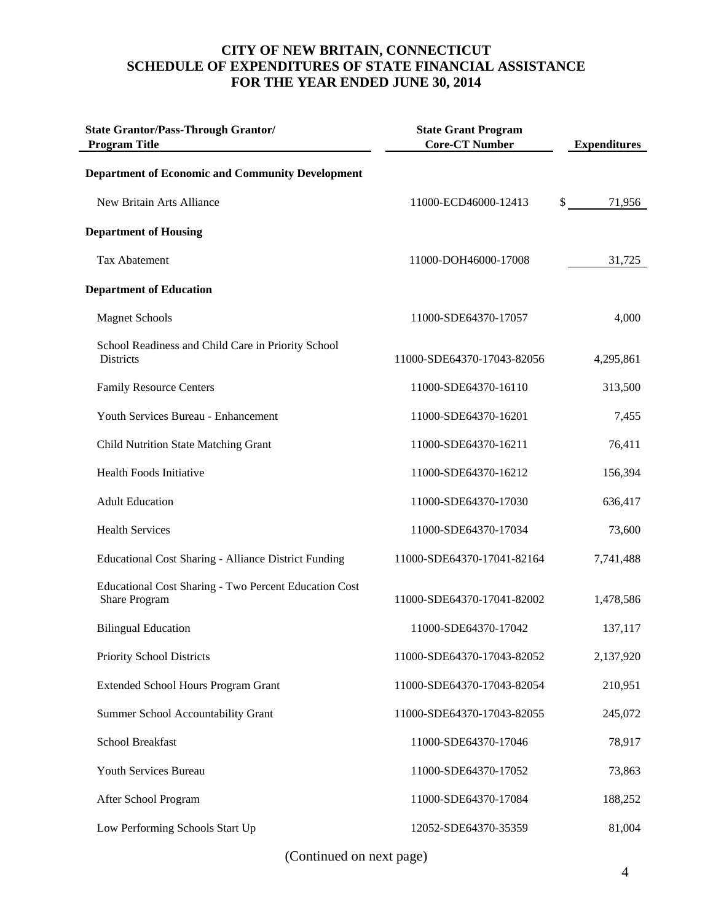# CITY OF NEW BRITAIN, CONNECTICUT
## SCHEDULE OF EXPENDITURES OF STATE FINANCIAL ASSISTANCE
## FOR THE YEAR ENDED JUNE 30, 2014

| State Grantor/Pass-Through Grantor/ Program Title | State Grant Program Core-CT Number | Expenditures |
|---|---|---|
| **Department of Economic and Community Development** | | |
| New Britain Arts Alliance | 11000-ECD46000-12413 | $ 71,956 |
| **Department of Housing** | | |
| Tax Abatement | 11000-DOH46000-17008 | 31,725 |
| **Department of Education** | | |
| Magnet Schools | 11000-SDE64370-17057 | 4,000 |
| School Readiness and Child Care in Priority School Districts | 11000-SDE64370-17043-82056 | 4,295,861 |
| Family Resource Centers | 11000-SDE64370-16110 | 313,500 |
| Youth Services Bureau - Enhancement | 11000-SDE64370-16201 | 7,455 |
| Child Nutrition State Matching Grant | 11000-SDE64370-16211 | 76,411 |
| Health Foods Initiative | 11000-SDE64370-16212 | 156,394 |
| Adult Education | 11000-SDE64370-17030 | 636,417 |
| Health Services | 11000-SDE64370-17034 | 73,600 |
| Educational Cost Sharing - Alliance District Funding | 11000-SDE64370-17041-82164 | 7,741,488 |
| Educational Cost Sharing - Two Percent Education Cost Share Program | 11000-SDE64370-17041-82002 | 1,478,586 |
| Bilingual Education | 11000-SDE64370-17042 | 137,117 |
| Priority School Districts | 11000-SDE64370-17043-82052 | 2,137,920 |
| Extended School Hours Program Grant | 11000-SDE64370-17043-82054 | 210,951 |
| Summer School Accountability Grant | 11000-SDE64370-17043-82055 | 245,072 |
| School Breakfast | 11000-SDE64370-17046 | 78,917 |
| Youth Services Bureau | 11000-SDE64370-17052 | 73,863 |
| After School Program | 11000-SDE64370-17084 | 188,252 |
| Low Performing Schools Start Up | 12052-SDE64370-35359 | 81,004 |

(Continued on next page)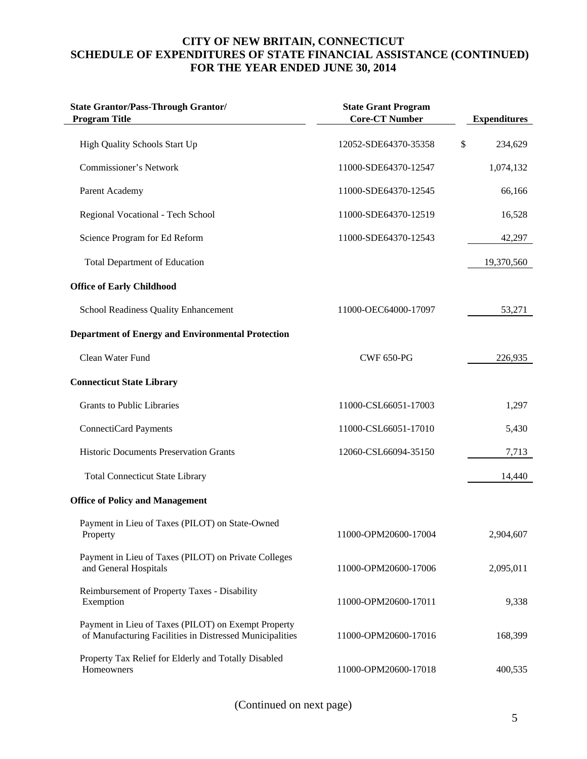# CITY OF NEW BRITAIN, CONNECTICUT
## SCHEDULE OF EXPENDITURES OF STATE FINANCIAL ASSISTANCE (CONTINUED)
## FOR THE YEAR ENDED JUNE 30, 2014

| State Grantor/Pass-Through Grantor/ Program Title | State Grant Program Core-CT Number | Expenditures |
|---|---|---|
| High Quality Schools Start Up | 12052-SDE64370-35358 | $ 234,629 |
| Commissioner's Network | 11000-SDE64370-12547 | 1,074,132 |
| Parent Academy | 11000-SDE64370-12545 | 66,166 |
| Regional Vocational - Tech School | 11000-SDE64370-12519 | 16,528 |
| Science Program for Ed Reform | 11000-SDE64370-12543 | 42,297 |
| Total Department of Education | | 19,370,560 |
| **Office of Early Childhood** | | |
| School Readiness Quality Enhancement | 11000-OEC64000-17097 | 53,271 |
| **Department of Energy and Environmental Protection** | | |
| Clean Water Fund | CWF 650-PG | 226,935 |
| **Connecticut State Library** | | |
| Grants to Public Libraries | 11000-CSL66051-17003 | 1,297 |
| ConnectiCard Payments | 11000-CSL66051-17010 | 5,430 |
| Historic Documents Preservation Grants | 12060-CSL66094-35150 | 7,713 |
| Total Connecticut State Library | | 14,440 |
| **Office of Policy and Management** | | |
| Payment in Lieu of Taxes (PILOT) on State-Owned Property | 11000-OPM20600-17004 | 2,904,607 |
| Payment in Lieu of Taxes (PILOT) on Private Colleges and General Hospitals | 11000-OPM20600-17006 | 2,095,011 |
| Reimbursement of Property Taxes - Disability Exemption | 11000-OPM20600-17011 | 9,338 |
| Payment in Lieu of Taxes (PILOT) on Exempt Property of Manufacturing Facilities in Distressed Municipalities | 11000-OPM20600-17016 | 168,399 |
| Property Tax Relief for Elderly and Totally Disabled Homeowners | 11000-OPM20600-17018 | 400,535 |

(Continued on next page)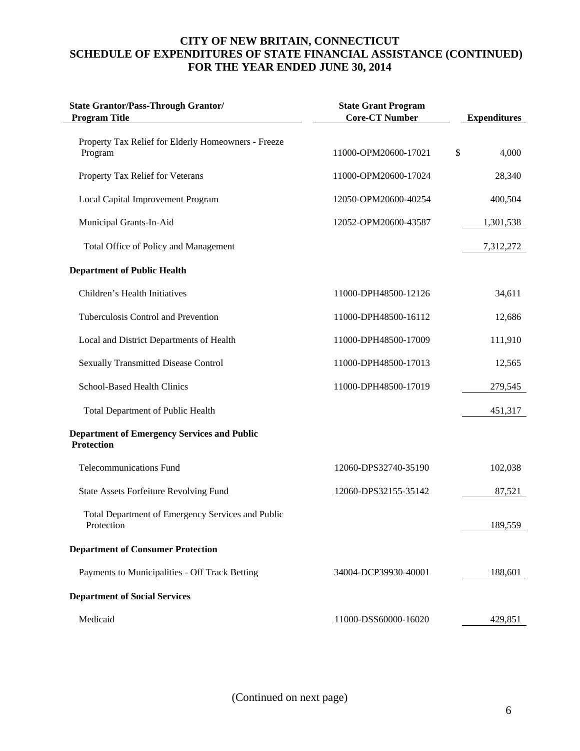# CITY OF NEW BRITAIN, CONNECTICUT
## SCHEDULE OF EXPENDITURES OF STATE FINANCIAL ASSISTANCE (CONTINUED)
## FOR THE YEAR ENDED JUNE 30, 2014

| State Grantor/Pass-Through Grantor/ Program Title | State Grant Program Core-CT Number | Expenditures |
|---|---|---|
| Property Tax Relief for Elderly Homeowners - Freeze Program | 11000-OPM20600-17021 | $ 4,000 |
| Property Tax Relief for Veterans | 11000-OPM20600-17024 | 28,340 |
| Local Capital Improvement Program | 12050-OPM20600-40254 | 400,504 |
| Municipal Grants-In-Aid | 12052-OPM20600-43587 | 1,301,538 |
| Total Office of Policy and Management | | 7,312,272 |
| **Department of Public Health** | | |
| Children's Health Initiatives | 11000-DPH48500-12126 | 34,611 |
| Tuberculosis Control and Prevention | 11000-DPH48500-16112 | 12,686 |
| Local and District Departments of Health | 11000-DPH48500-17009 | 111,910 |
| Sexually Transmitted Disease Control | 11000-DPH48500-17013 | 12,565 |
| School-Based Health Clinics | 11000-DPH48500-17019 | 279,545 |
| Total Department of Public Health | | 451,317 |
| **Department of Emergency Services and Public Protection** | | |
| Telecommunications Fund | 12060-DPS32740-35190 | 102,038 |
| State Assets Forfeiture Revolving Fund | 12060-DPS32155-35142 | 87,521 |
| Total Department of Emergency Services and Public Protection | | 189,559 |
| **Department of Consumer Protection** | | |
| Payments to Municipalities - Off Track Betting | 34004-DCP39930-40001 | 188,601 |
| **Department of Social Services** | | |
| Medicaid | 11000-DSS60000-16020 | 429,851 |

(Continued on next page)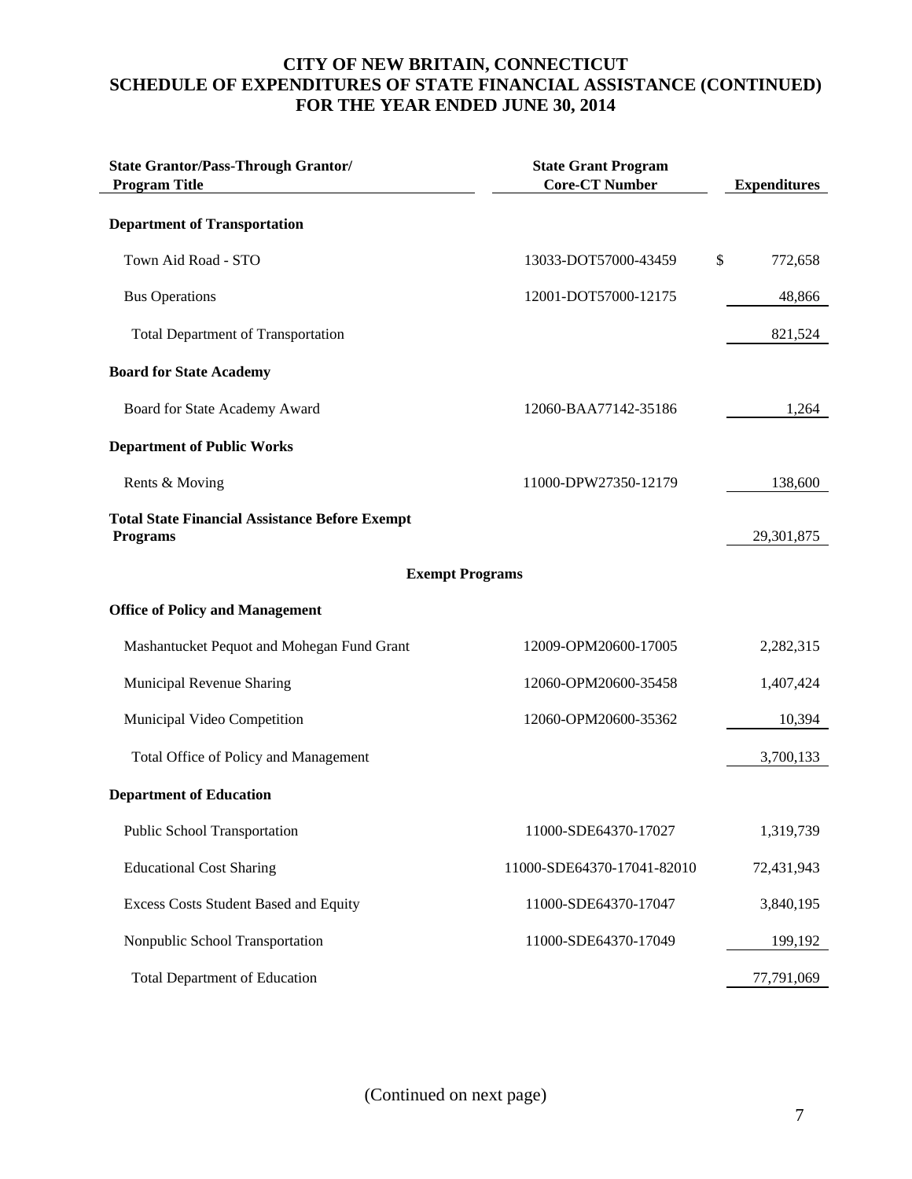# CITY OF NEW BRITAIN, CONNECTICUT
## SCHEDULE OF EXPENDITURES OF STATE FINANCIAL ASSISTANCE (CONTINUED)
## FOR THE YEAR ENDED JUNE 30, 2014

| State Grantor/Pass-Through Grantor/ Program Title | State Grant Program Core-CT Number | Expenditures |
|---|---|---|
| **Department of Transportation** | | |
| Town Aid Road - STO | 13033-DOT57000-43459 | $ 772,658 |
| Bus Operations | 12001-DOT57000-12175 | 48,866 |
| Total Department of Transportation | | 821,524 |
| **Board for State Academy** | | |
| Board for State Academy Award | 12060-BAA77142-35186 | 1,264 |
| **Department of Public Works** | | |
| Rents & Moving | 11000-DPW27350-12179 | 138,600 |
| **Total State Financial Assistance Before Exempt Programs** | | 29,301,875 |
| **Exempt Programs** | | |
| **Office of Policy and Management** | | |
| Mashantucket Pequot and Mohegan Fund Grant | 12009-OPM20600-17005 | 2,282,315 |
| Municipal Revenue Sharing | 12060-OPM20600-35458 | 1,407,424 |
| Municipal Video Competition | 12060-OPM20600-35362 | 10,394 |
| Total Office of Policy and Management | | 3,700,133 |
| **Department of Education** | | |
| Public School Transportation | 11000-SDE64370-17027 | 1,319,739 |
| Educational Cost Sharing | 11000-SDE64370-17041-82010 | 72,431,943 |
| Excess Costs Student Based and Equity | 11000-SDE64370-17047 | 3,840,195 |
| Nonpublic School Transportation | 11000-SDE64370-17049 | 199,192 |
| Total Department of Education | | 77,791,069 |

(Continued on next page)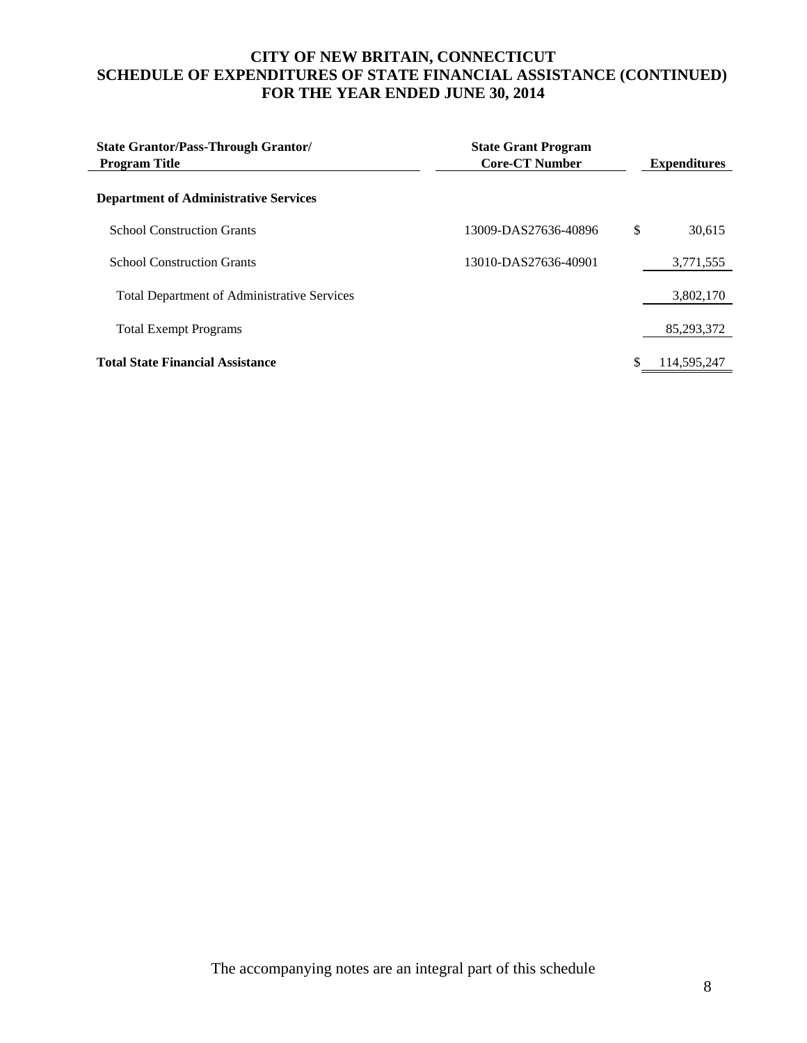# CITY OF NEW BRITAIN, CONNECTICUT
## SCHEDULE OF EXPENDITURES OF STATE FINANCIAL ASSISTANCE (CONTINUED)
## FOR THE YEAR ENDED JUNE 30, 2014

| State Grantor/Pass-Through Grantor/ Program Title | State Grant Program Core-CT Number | Expenditures |
|---|---|---|
| **Department of Administrative Services** | | |
| School Construction Grants | 13009-DAS27636-40896 | $ 30,615 |
| School Construction Grants | 13010-DAS27636-40901 | 3,771,555 |
| Total Department of Administrative Services | | 3,802,170 |
| Total Exempt Programs | | 85,293,372 |
| **Total State Financial Assistance** | | $ 114,595,247 |

The accompanying notes are an integral part of this schedule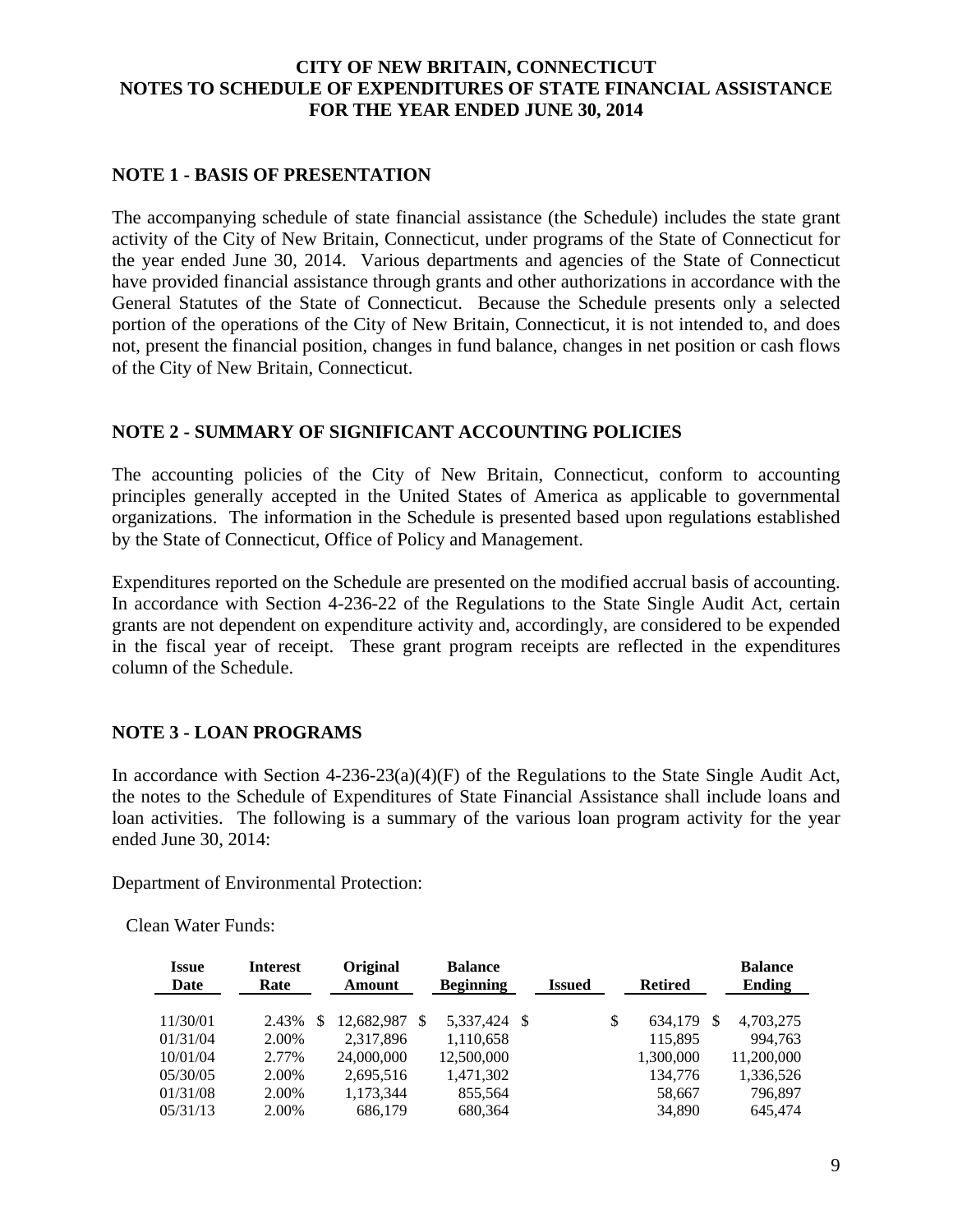# CITY OF NEW BRITAIN, CONNECTICUT
# NOTES TO SCHEDULE OF EXPENDITURES OF STATE FINANCIAL ASSISTANCE
# FOR THE YEAR ENDED JUNE 30, 2014

## NOTE 1 - BASIS OF PRESENTATION

The accompanying schedule of state financial assistance (the Schedule) includes the state grant activity of the City of New Britain, Connecticut, under programs of the State of Connecticut for the year ended June 30, 2014. Various departments and agencies of the State of Connecticut have provided financial assistance through grants and other authorizations in accordance with the General Statutes of the State of Connecticut. Because the Schedule presents only a selected portion of the operations of the City of New Britain, Connecticut, it is not intended to, and does not, present the financial position, changes in fund balance, changes in net position or cash flows of the City of New Britain, Connecticut.

## NOTE 2 - SUMMARY OF SIGNIFICANT ACCOUNTING POLICIES

The accounting policies of the City of New Britain, Connecticut, conform to accounting principles generally accepted in the United States of America as applicable to governmental organizations. The information in the Schedule is presented based upon regulations established by the State of Connecticut, Office of Policy and Management.

Expenditures reported on the Schedule are presented on the modified accrual basis of accounting. In accordance with Section 4-236-22 of the Regulations to the State Single Audit Act, certain grants are not dependent on expenditure activity and, accordingly, are considered to be expended in the fiscal year of receipt. These grant program receipts are reflected in the expenditures column of the Schedule.

## NOTE 3 - LOAN PROGRAMS

In accordance with Section 4-236-23(a)(4)(F) of the Regulations to the State Single Audit Act, the notes to the Schedule of Expenditures of State Financial Assistance shall include loans and loan activities. The following is a summary of the various loan program activity for the year ended June 30, 2014:

Department of Environmental Protection:

Clean Water Funds:

| Issue Date | Interest Rate | Original Amount | Balance Beginning | Issued | Retired | Balance Ending |
|---|---|---|---|---|---|---|
| 11/30/01 | 2.43% | $ 12,682,987 | $ 5,337,424 | $ | $ 634,179 | $ 4,703,275 |
| 01/31/04 | 2.00% | 2,317,896 | 1,110,658 | | 115,895 | 994,763 |
| 10/01/04 | 2.77% | 24,000,000 | 12,500,000 | | 1,300,000 | 11,200,000 |
| 05/30/05 | 2.00% | 2,695,516 | 1,471,302 | | 134,776 | 1,336,526 |
| 01/31/08 | 2.00% | 1,173,344 | 855,564 | | 58,667 | 796,897 |
| 05/31/13 | 2.00% | 686,179 | 680,364 | | 34,890 | 645,474 |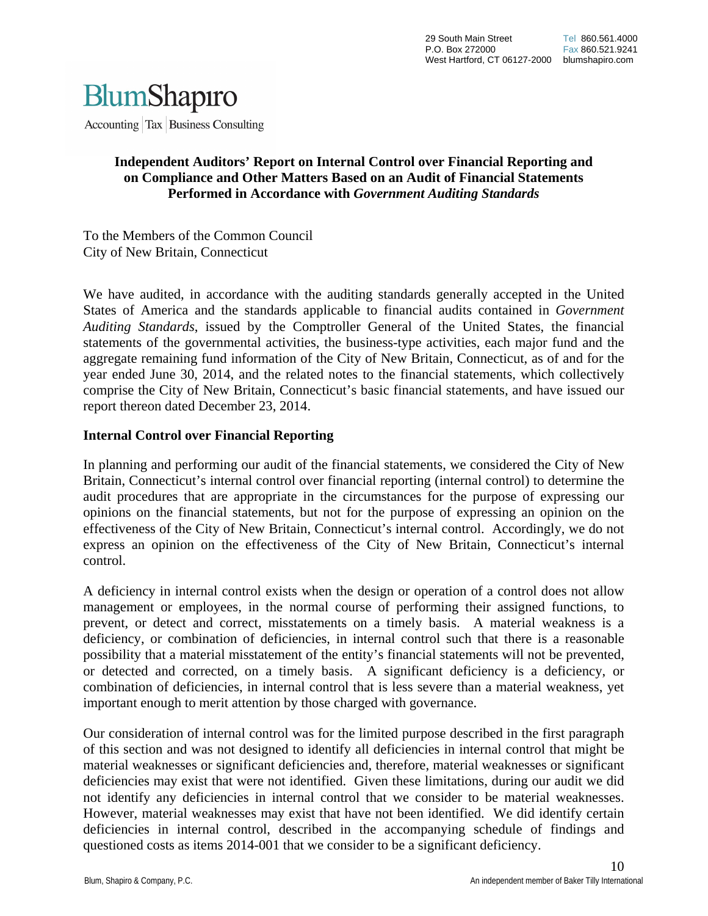29 South Main Street
P.O. Box 272000
West Hartford, CT 06127-2000

Tel 860.561.4000
Fax 860.521.9241
blumshapiro.com

BlumShapiro
Accounting | Tax | Business Consulting

## Independent Auditors' Report on Internal Control over Financial Reporting and on Compliance and Other Matters Based on an Audit of Financial Statements Performed in Accordance with *Government Auditing Standards*

To the Members of the Common Council
City of New Britain, Connecticut

We have audited, in accordance with the auditing standards generally accepted in the United States of America and the standards applicable to financial audits contained in *Government Auditing Standards*, issued by the Comptroller General of the United States, the financial statements of the governmental activities, the business-type activities, each major fund and the aggregate remaining fund information of the City of New Britain, Connecticut, as of and for the year ended June 30, 2014, and the related notes to the financial statements, which collectively comprise the City of New Britain, Connecticut's basic financial statements, and have issued our report thereon dated December 23, 2014.

### Internal Control over Financial Reporting

In planning and performing our audit of the financial statements, we considered the City of New Britain, Connecticut's internal control over financial reporting (internal control) to determine the audit procedures that are appropriate in the circumstances for the purpose of expressing our opinions on the financial statements, but not for the purpose of expressing an opinion on the effectiveness of the City of New Britain, Connecticut's internal control. Accordingly, we do not express an opinion on the effectiveness of the City of New Britain, Connecticut's internal control.

A deficiency in internal control exists when the design or operation of a control does not allow management or employees, in the normal course of performing their assigned functions, to prevent, or detect and correct, misstatements on a timely basis. A material weakness is a deficiency, or combination of deficiencies, in internal control such that there is a reasonable possibility that a material misstatement of the entity's financial statements will not be prevented, or detected and corrected, on a timely basis. A significant deficiency is a deficiency, or combination of deficiencies, in internal control that is less severe than a material weakness, yet important enough to merit attention by those charged with governance.

Our consideration of internal control was for the limited purpose described in the first paragraph of this section and was not designed to identify all deficiencies in internal control that might be material weaknesses or significant deficiencies and, therefore, material weaknesses or significant deficiencies may exist that were not identified. Given these limitations, during our audit we did not identify any deficiencies in internal control that we consider to be material weaknesses. However, material weaknesses may exist that have not been identified. We did identify certain deficiencies in internal control, described in the accompanying schedule of findings and questioned costs as items 2014-001 that we consider to be a significant deficiency.

Blum, Shapiro & Company, P.C.

An independent member of Baker Tilly International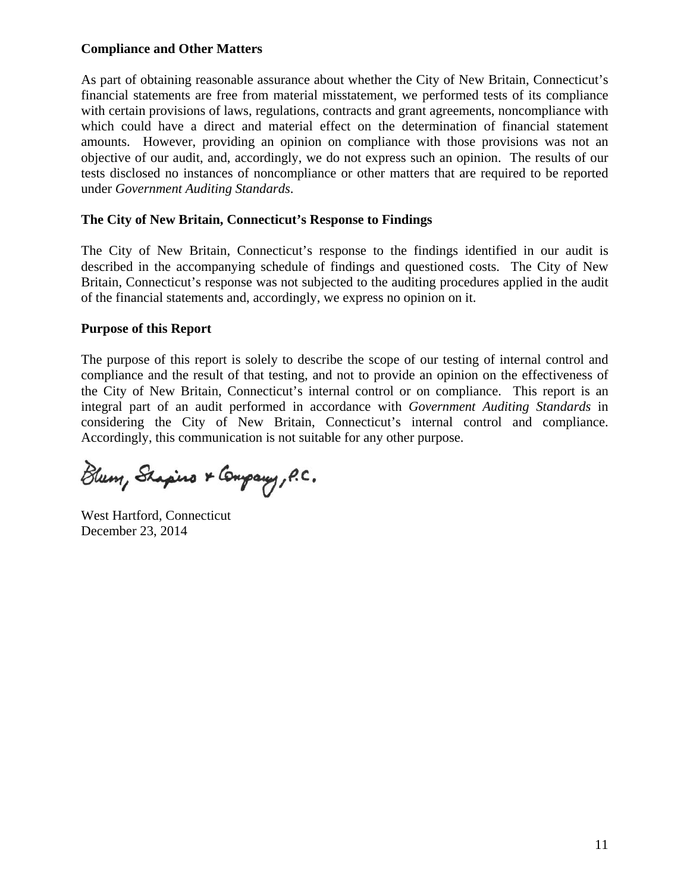**Compliance and Other Matters**

As part of obtaining reasonable assurance about whether the City of New Britain, Connecticut's financial statements are free from material misstatement, we performed tests of its compliance with certain provisions of laws, regulations, contracts and grant agreements, noncompliance with which could have a direct and material effect on the determination of financial statement amounts. However, providing an opinion on compliance with those provisions was not an objective of our audit, and, accordingly, we do not express such an opinion. The results of our tests disclosed no instances of noncompliance or other matters that are required to be reported under *Government Auditing Standards*.

**The City of New Britain, Connecticut's Response to Findings**

The City of New Britain, Connecticut's response to the findings identified in our audit is described in the accompanying schedule of findings and questioned costs. The City of New Britain, Connecticut's response was not subjected to the auditing procedures applied in the audit of the financial statements and, accordingly, we express no opinion on it.

**Purpose of this Report**

The purpose of this report is solely to describe the scope of our testing of internal control and compliance and the result of that testing, and not to provide an opinion on the effectiveness of the City of New Britain, Connecticut's internal control or on compliance. This report is an integral part of an audit performed in accordance with *Government Auditing Standards* in considering the City of New Britain, Connecticut's internal control and compliance. Accordingly, this communication is not suitable for any other purpose.

Blum, Shapiro & Company, P.C.

West Hartford, Connecticut
December 23, 2014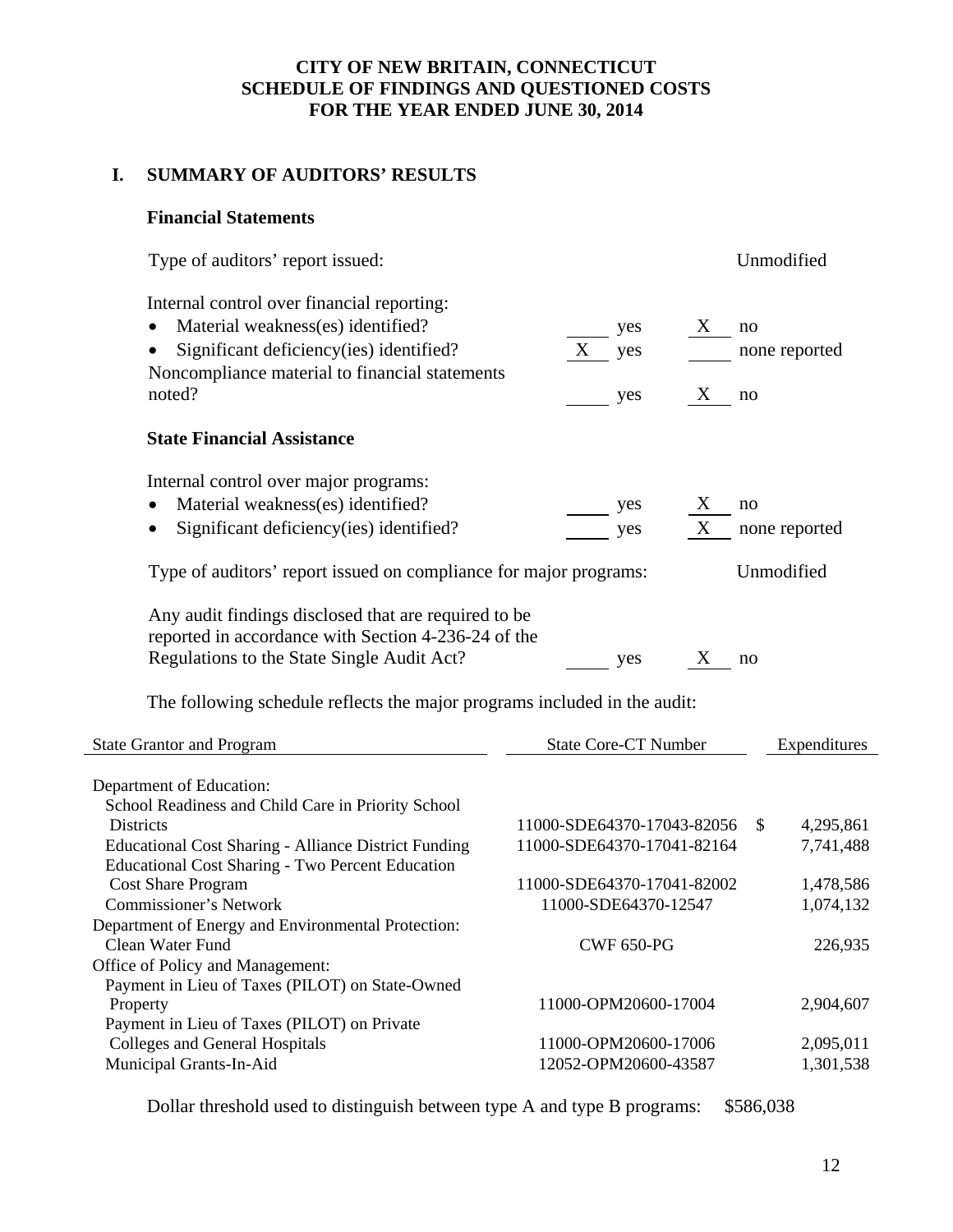# CITY OF NEW BRITAIN, CONNECTICUT
## SCHEDULE OF FINDINGS AND QUESTIONED COSTS
## FOR THE YEAR ENDED JUNE 30, 2014

## I. SUMMARY OF AUDITORS' RESULTS

### Financial Statements

Type of auditors' report issued: Unmodified

Internal control over financial reporting:

- Material weakness(es) identified? ____ yes __X__ no
- Significant deficiency(ies) identified? __X__ yes ____ none reported

Noncompliance material to financial statements noted? ____ yes __X__ no

### State Financial Assistance

Internal control over major programs:

- Material weakness(es) identified? ____ yes __X__ no
- Significant deficiency(ies) identified? ____ yes __X__ none reported

Type of auditors' report issued on compliance for major programs: Unmodified

Any audit findings disclosed that are required to be reported in accordance with Section 4-236-24 of the Regulations to the State Single Audit Act? ____ yes __X__ no

The following schedule reflects the major programs included in the audit:

| State Grantor and Program | State Core-CT Number | Expenditures |
|---|---|---|
| Department of Education: | | |
| School Readiness and Child Care in Priority School Districts | 11000-SDE64370-17043-82056 | $ 4,295,861 |
| Educational Cost Sharing - Alliance District Funding | 11000-SDE64370-17041-82164 | 7,741,488 |
| Educational Cost Sharing - Two Percent Education Cost Share Program | 11000-SDE64370-17041-82002 | 1,478,586 |
| Commissioner's Network | 11000-SDE64370-12547 | 1,074,132 |
| Department of Energy and Environmental Protection: | | |
| Clean Water Fund | CWF 650-PG | 226,935 |
| Office of Policy and Management: | | |
| Payment in Lieu of Taxes (PILOT) on State-Owned Property | 11000-OPM20600-17004 | 2,904,607 |
| Payment in Lieu of Taxes (PILOT) on Private Colleges and General Hospitals | 11000-OPM20600-17006 | 2,095,011 |
| Municipal Grants-In-Aid | 12052-OPM20600-43587 | 1,301,538 |

Dollar threshold used to distinguish between type A and type B programs: $586,038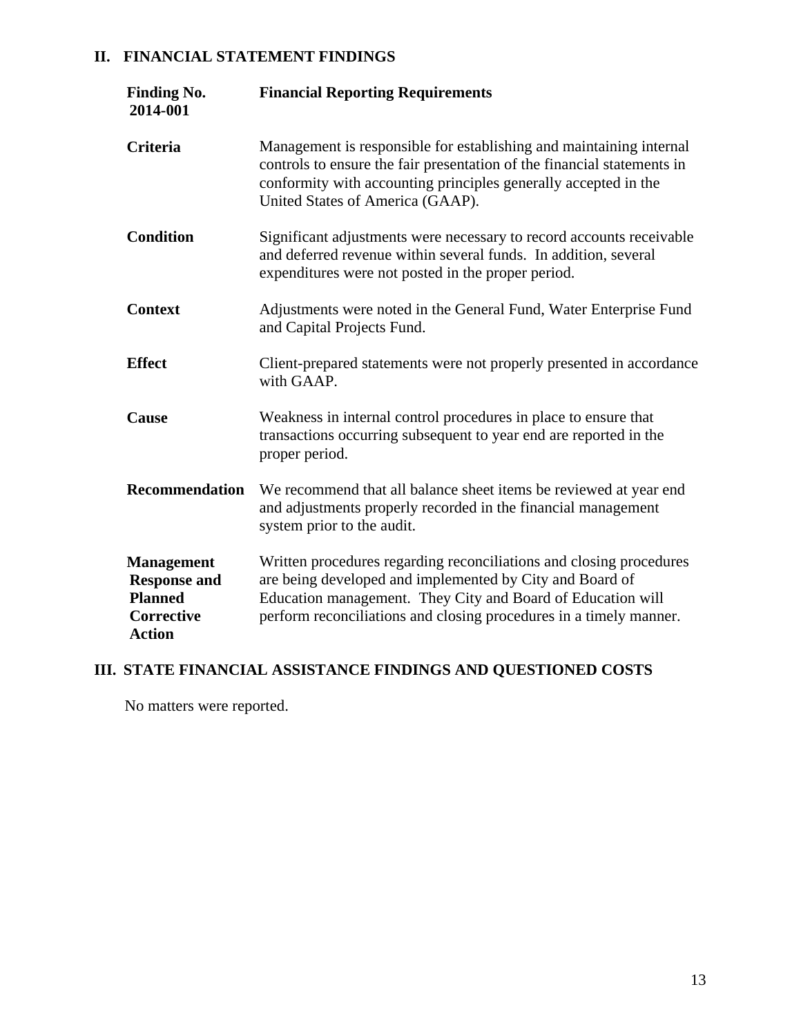## II. FINANCIAL STATEMENT FINDINGS

| | |
|---|---|
| **Finding No. 2014-001** | **Financial Reporting Requirements** |
| **Criteria** | Management is responsible for establishing and maintaining internal controls to ensure the fair presentation of the financial statements in conformity with accounting principles generally accepted in the United States of America (GAAP). |
| **Condition** | Significant adjustments were necessary to record accounts receivable and deferred revenue within several funds. In addition, several expenditures were not posted in the proper period. |
| **Context** | Adjustments were noted in the General Fund, Water Enterprise Fund and Capital Projects Fund. |
| **Effect** | Client-prepared statements were not properly presented in accordance with GAAP. |
| **Cause** | Weakness in internal control procedures in place to ensure that transactions occurring subsequent to year end are reported in the proper period. |
| **Recommendation** | We recommend that all balance sheet items be reviewed at year end and adjustments properly recorded in the financial management system prior to the audit. |
| **Management Response and Planned Corrective Action** | Written procedures regarding reconciliations and closing procedures are being developed and implemented by City and Board of Education management. They City and Board of Education will perform reconciliations and closing procedures in a timely manner. |

## III. STATE FINANCIAL ASSISTANCE FINDINGS AND QUESTIONED COSTS

No matters were reported.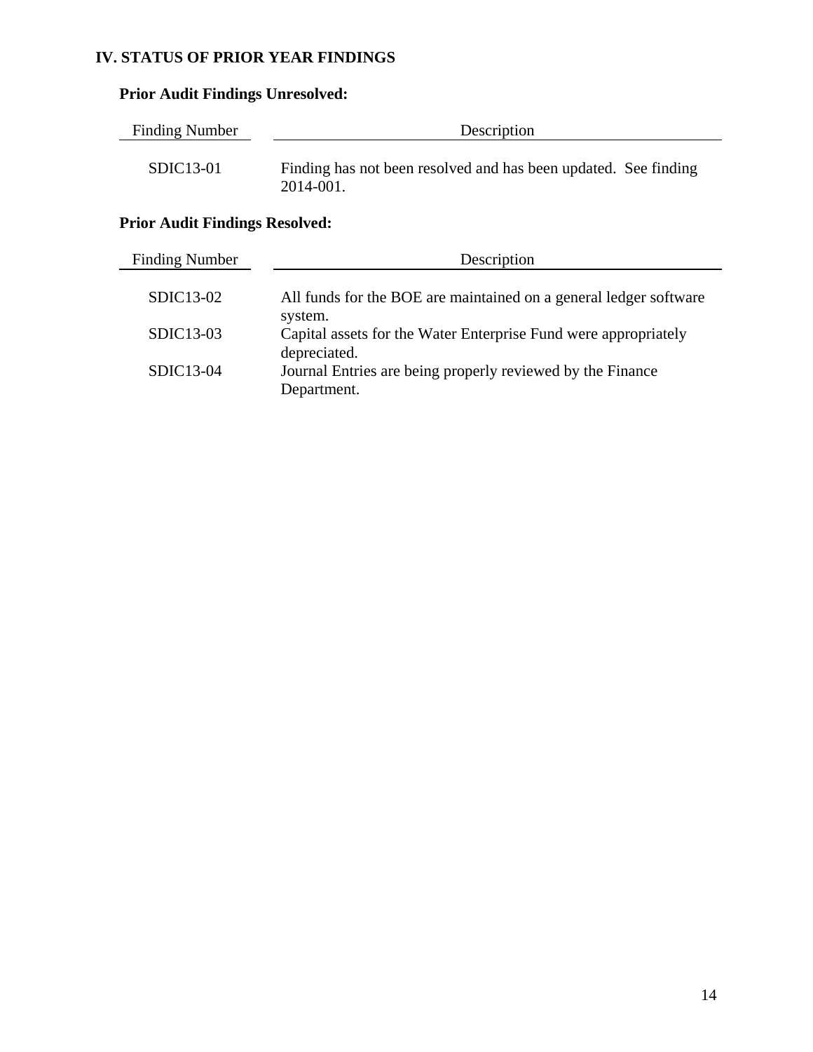## IV. STATUS OF PRIOR YEAR FINDINGS

### Prior Audit Findings Unresolved:

| Finding Number | Description |
|---|---|
| SDIC13-01 | Finding has not been resolved and has been updated. See finding 2014-001. |

### Prior Audit Findings Resolved:

| Finding Number | Description |
|---|---|
| SDIC13-02 | All funds for the BOE are maintained on a general ledger software system. |
| SDIC13-03 | Capital assets for the Water Enterprise Fund were appropriately depreciated. |
| SDIC13-04 | Journal Entries are being properly reviewed by the Finance Department. |